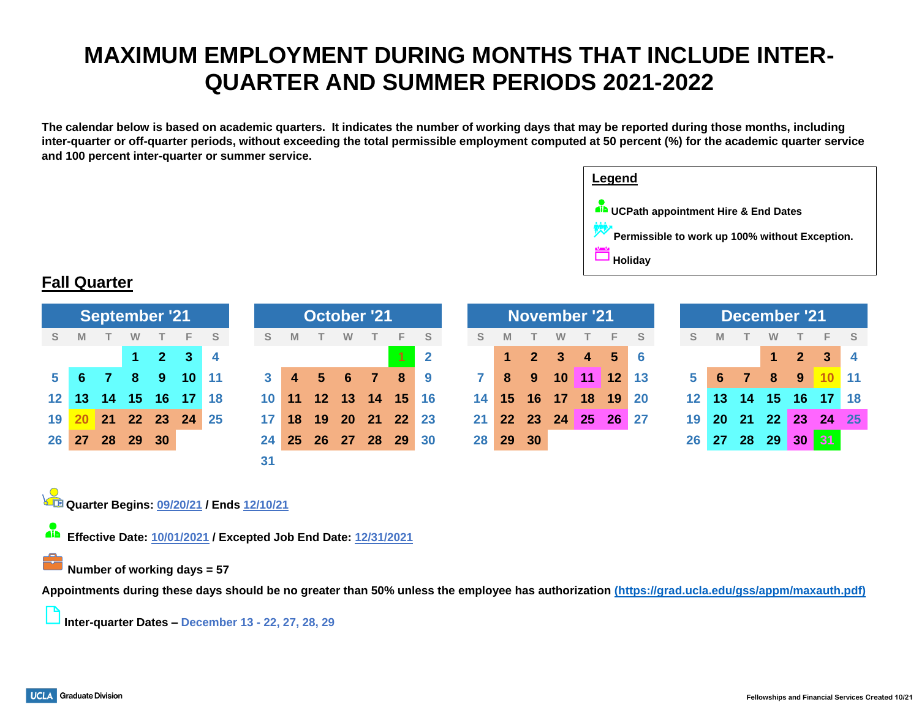# MAXIMUM EMPLOYMENT DURING MONTHS THAT INCLUDE INTER-QUARTER AND SUMMER PERIODS 2021-2022

**The calendar below is based on academic quarters. It indicates the number of working days that may be reported during those months, including inter-quarter or off-quarter periods, without exceeding the total permissible employment computed at 50 percent (%) for the academic quarter service and 100 percent inter-quarter or summer service.**

**Legend**

- **UCPath appointment Hire & End Dates**
- **Permissible to work up 100% without Exception.**
- **Holiday**

## Fall Quarter

**September '21**

| S | M | T | W | T | F | S |
|---|---|---|---|---|---|---|
| | | | 1 | 2 | 3 | 4 |
| 5 | 6 | 7 | 8 | 9 | 10 | 11 |
| 12 | 13 | 14 | 15 | 16 | 17 | 18 |
| 19 | 20 | 21 | 22 | 23 | 24 | 25 |
| 26 | 27 | 28 | 29 | 30 | | |

**October '21**

| S | M | T | W | T | F | S |
|---|---|---|---|---|---|---|
| | | | | | 1 | 2 |
| 3 | 4 | 5 | 6 | 7 | 8 | 9 |
| 10 | 11 | 12 | 13 | 14 | 15 | 16 |
| 17 | 18 | 19 | 20 | 21 | 22 | 23 |
| 24 | 25 | 26 | 27 | 28 | 29 | 30 |
| 31 | | | | | | |

**November '21**

| S | M | T | W | T | F | S |
|---|---|---|---|---|---|---|
| | 1 | 2 | 3 | 4 | 5 | 6 |
| 7 | 8 | 9 | 10 | 11 | 12 | 13 |
| 14 | 15 | 16 | 17 | 18 | 19 | 20 |
| 21 | 22 | 23 | 24 | 25 | 26 | 27 |
| 28 | 29 | 30 | | | | |

**December '21**

| S | M | T | W | T | F | S |
|---|---|---|---|---|---|---|
| | | | 1 | 2 | 3 | 4 |
| 5 | 6 | 7 | 8 | 9 | 10 | 11 |
| 12 | 13 | 14 | 15 | 16 | 17 | 18 |
| 19 | 20 | 21 | 22 | 23 | 24 | 25 |
| 26 | 27 | 28 | 29 | 30 | 31 | |

**Quarter Begins: 09/20/21 / Ends 12/10/21**

**Effective Date: 10/01/2021 / Excepted Job End Date: 12/31/2021**

**Number of working days = 57**

**Appointments during these days should be no greater than 50% unless the employee has authorization (https://grad.ucla.edu/gss/appm/maxauth.pdf)**

**Inter-quarter Dates – December 13 - 22, 27, 28, 29**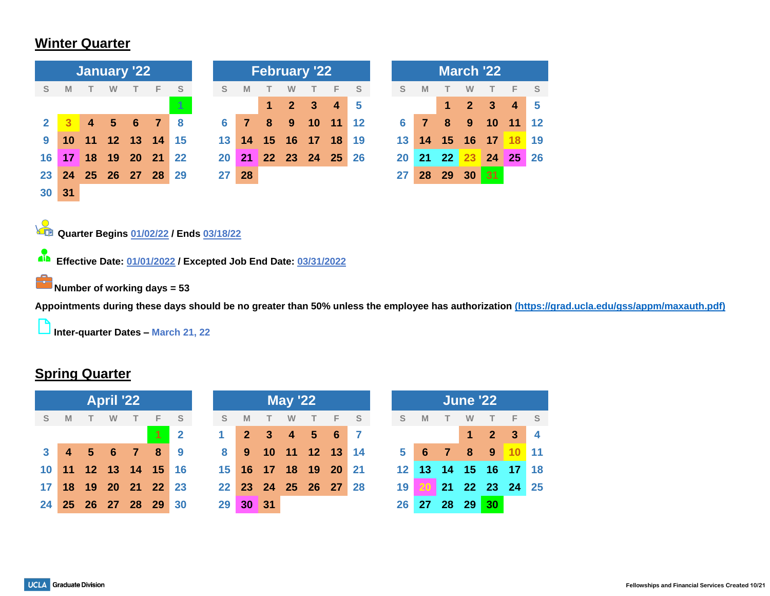## Winter Quarter

| January '22 | | | | | | |
|---|---|---|---|---|---|---|
| S | M | T | W | T | F | S |
| | | | | | | 1 |
| 2 | 3 | 4 | 5 | 6 | 7 | 8 |
| 9 | 10 | 11 | 12 | 13 | 14 | 15 |
| 16 | 17 | 18 | 19 | 20 | 21 | 22 |
| 23 | 24 | 25 | 26 | 27 | 28 | 29 |
| 30 | 31 | | | | | |

| February '22 | | | | | | |
|---|---|---|---|---|---|---|
| S | M | T | W | T | F | S |
| | | 1 | 2 | 3 | 4 | 5 |
| 6 | 7 | 8 | 9 | 10 | 11 | 12 |
| 13 | 14 | 15 | 16 | 17 | 18 | 19 |
| 20 | 21 | 22 | 23 | 24 | 25 | 26 |
| 27 | 28 | | | | | |

| March '22 | | | | | | |
|---|---|---|---|---|---|---|
| S | M | T | W | T | F | S |
| | | 1 | 2 | 3 | 4 | 5 |
| 6 | 7 | 8 | 9 | 10 | 11 | 12 |
| 13 | 14 | 15 | 16 | 17 | 18 | 19 |
| 20 | 21 | 22 | 23 | 24 | 25 | 26 |
| 27 | 28 | 29 | 30 | 31 | | |

**Quarter Begins 01/02/22 / Ends 03/18/22**

**Effective Date: 01/01/2022 / Excepted Job End Date: 03/31/2022**

**Number of working days = 53**

**Appointments during these days should be no greater than 50% unless the employee has authorization (https://grad.ucla.edu/gss/appm/maxauth.pdf)**

**Inter-quarter Dates –** March 21, 22

## Spring Quarter

| April '22 | | | | | | |
|---|---|---|---|---|---|---|
| S | M | T | W | T | F | S |
| | | | | | 1 | 2 |
| 3 | 4 | 5 | 6 | 7 | 8 | 9 |
| 10 | 11 | 12 | 13 | 14 | 15 | 16 |
| 17 | 18 | 19 | 20 | 21 | 22 | 23 |
| 24 | 25 | 26 | 27 | 28 | 29 | 30 |

| May '22 | | | | | | |
|---|---|---|---|---|---|---|
| S | M | T | W | T | F | S |
| 1 | 2 | 3 | 4 | 5 | 6 | 7 |
| 8 | 9 | 10 | 11 | 12 | 13 | 14 |
| 15 | 16 | 17 | 18 | 19 | 20 | 21 |
| 22 | 23 | 24 | 25 | 26 | 27 | 28 |
| 29 | 30 | 31 | | | | |

| June '22 | | | | | | |
|---|---|---|---|---|---|---|
| S | M | T | W | T | F | S |
| | | | 1 | 2 | 3 | 4 |
| 5 | 6 | 7 | 8 | 9 | 10 | 11 |
| 12 | 13 | 14 | 15 | 16 | 17 | 18 |
| 19 | 20 | 21 | 22 | 23 | 24 | 25 |
| 26 | 27 | 28 | 29 | 30 | | |

UCLA Graduate Division

Fellowships and Financial Services Created 10/21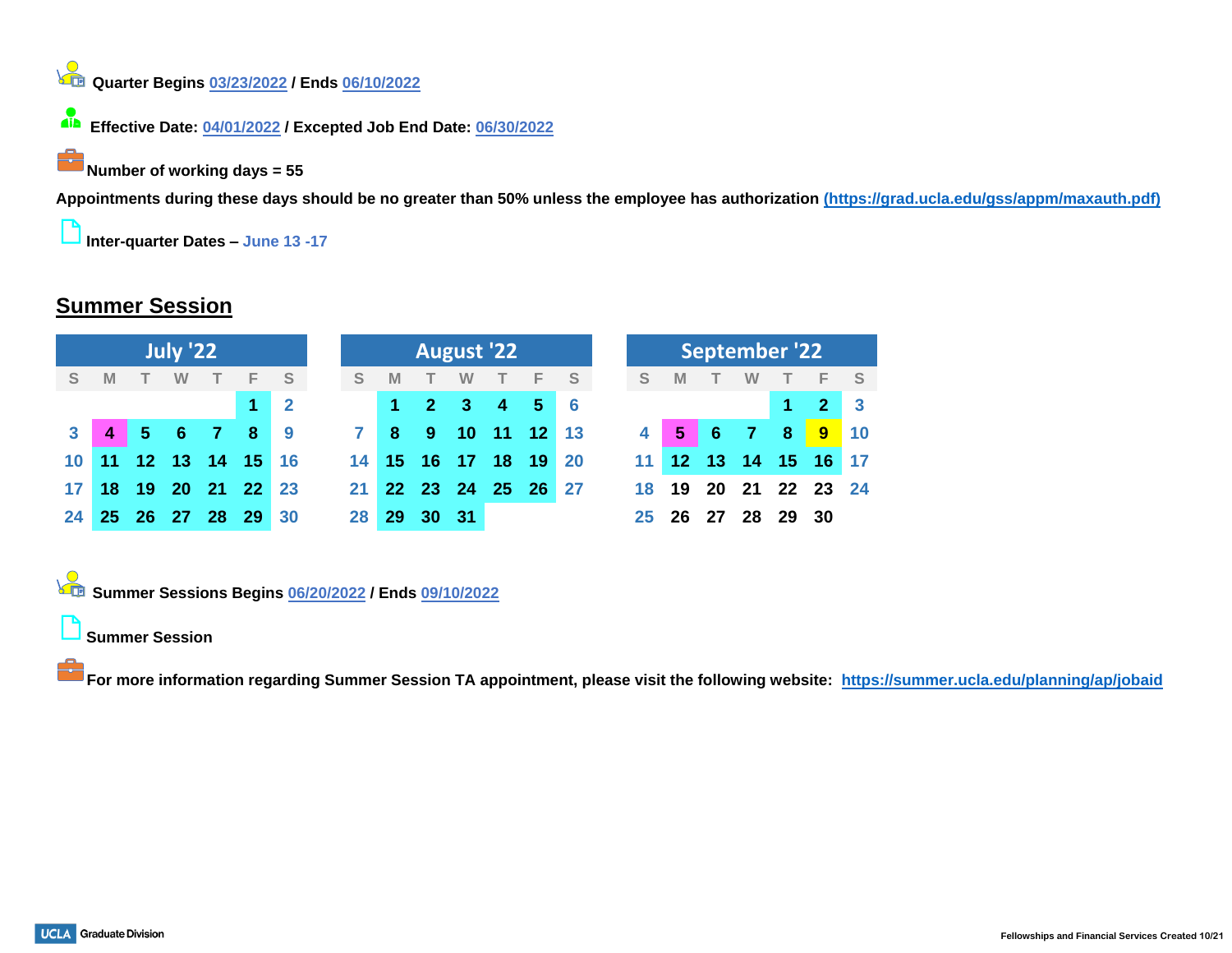**Quarter Begins 03/23/2022 / Ends 06/10/2022**

**Effective Date: 04/01/2022 / Excepted Job End Date: 06/30/2022**

**Number of working days = 55**

**Appointments during these days should be no greater than 50% unless the employee has authorization (https://grad.ucla.edu/gss/appm/maxauth.pdf)**

**Inter-quarter Dates – June 13 -17**

## Summer Session

**July '22**

| S | M | T | W | T | F | S |
|---|---|---|---|---|---|---|
| | | | | | 1 | 2 |
| 3 | 4 | 5 | 6 | 7 | 8 | 9 |
| 10 | 11 | 12 | 13 | 14 | 15 | 16 |
| 17 | 18 | 19 | 20 | 21 | 22 | 23 |
| 24 | 25 | 26 | 27 | 28 | 29 | 30 |

**August '22**

| S | M | T | W | T | F | S |
|---|---|---|---|---|---|---|
| | 1 | 2 | 3 | 4 | 5 | 6 |
| 7 | 8 | 9 | 10 | 11 | 12 | 13 |
| 14 | 15 | 16 | 17 | 18 | 19 | 20 |
| 21 | 22 | 23 | 24 | 25 | 26 | 27 |
| 28 | 29 | 30 | 31 | | | |

**September '22**

| S | M | T | W | T | F | S |
|---|---|---|---|---|---|---|
| | | | | 1 | 2 | 3 |
| 4 | 5 | 6 | 7 | 8 | 9 | 10 |
| 11 | 12 | 13 | 14 | 15 | 16 | 17 |
| 18 | 19 | 20 | 21 | 22 | 23 | 24 |
| 25 | 26 | 27 | 28 | 29 | 30 | |

**Summer Sessions Begins 06/20/2022 / Ends 09/10/2022**

**Summer Session**

**For more information regarding Summer Session TA appointment, please visit the following website: https://summer.ucla.edu/planning/ap/jobaid**

UCLA Graduate Division

Fellowships and Financial Services Created 10/21